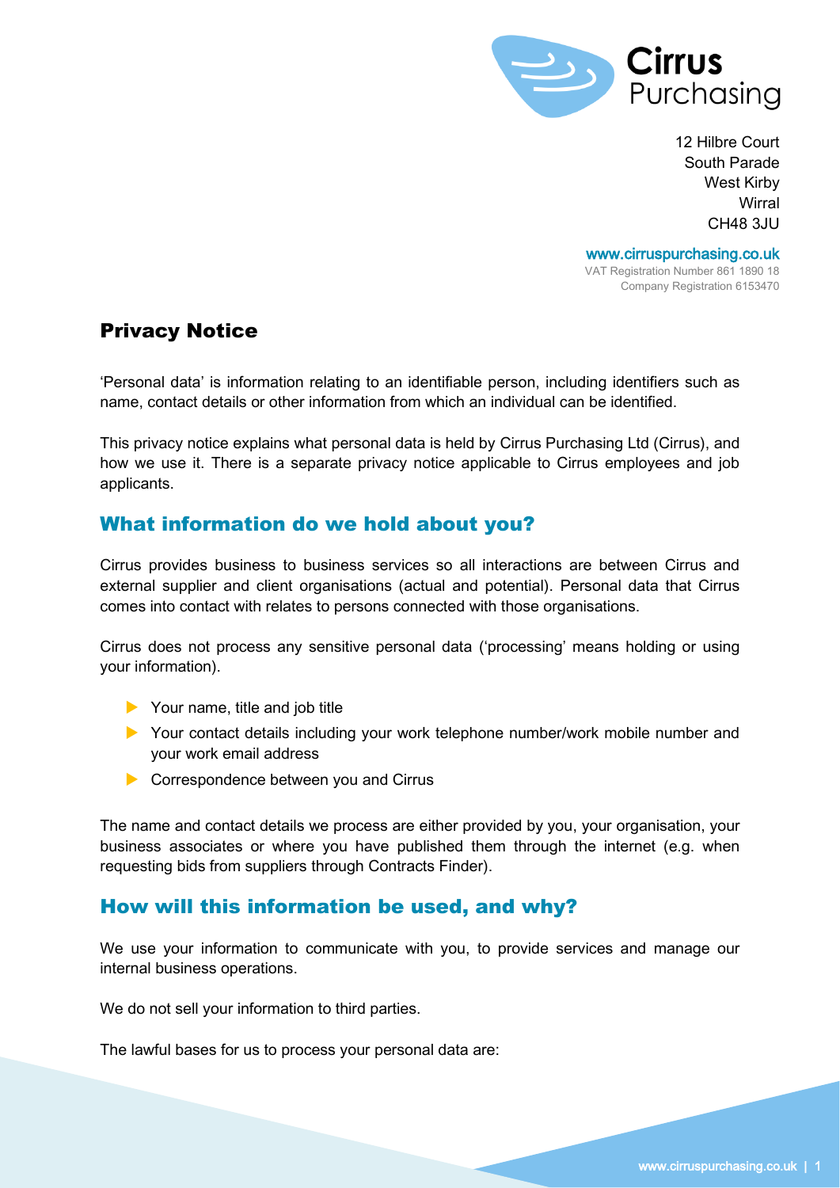Cirrus Purchasing

12 Hilbre Court
South Parade
West Kirby
Wirral
CH48 3JU

www.cirruspurchasing.co.uk
VAT Registration Number 861 1890 18
Company Registration 6153470

# Privacy Notice

'Personal data' is information relating to an identifiable person, including identifiers such as name, contact details or other information from which an individual can be identified.

This privacy notice explains what personal data is held by Cirrus Purchasing Ltd (Cirrus), and how we use it. There is a separate privacy notice applicable to Cirrus employees and job applicants.

## What information do we hold about you?

Cirrus provides business to business services so all interactions are between Cirrus and external supplier and client organisations (actual and potential). Personal data that Cirrus comes into contact with relates to persons connected with those organisations.

Cirrus does not process any sensitive personal data ('processing' means holding or using your information).

- Your name, title and job title
- Your contact details including your work telephone number/work mobile number and your work email address
- Correspondence between you and Cirrus

The name and contact details we process are either provided by you, your organisation, your business associates or where you have published them through the internet (e.g. when requesting bids from suppliers through Contracts Finder).

## How will this information be used, and why?

We use your information to communicate with you, to provide services and manage our internal business operations.

We do not sell your information to third parties.

The lawful bases for us to process your personal data are: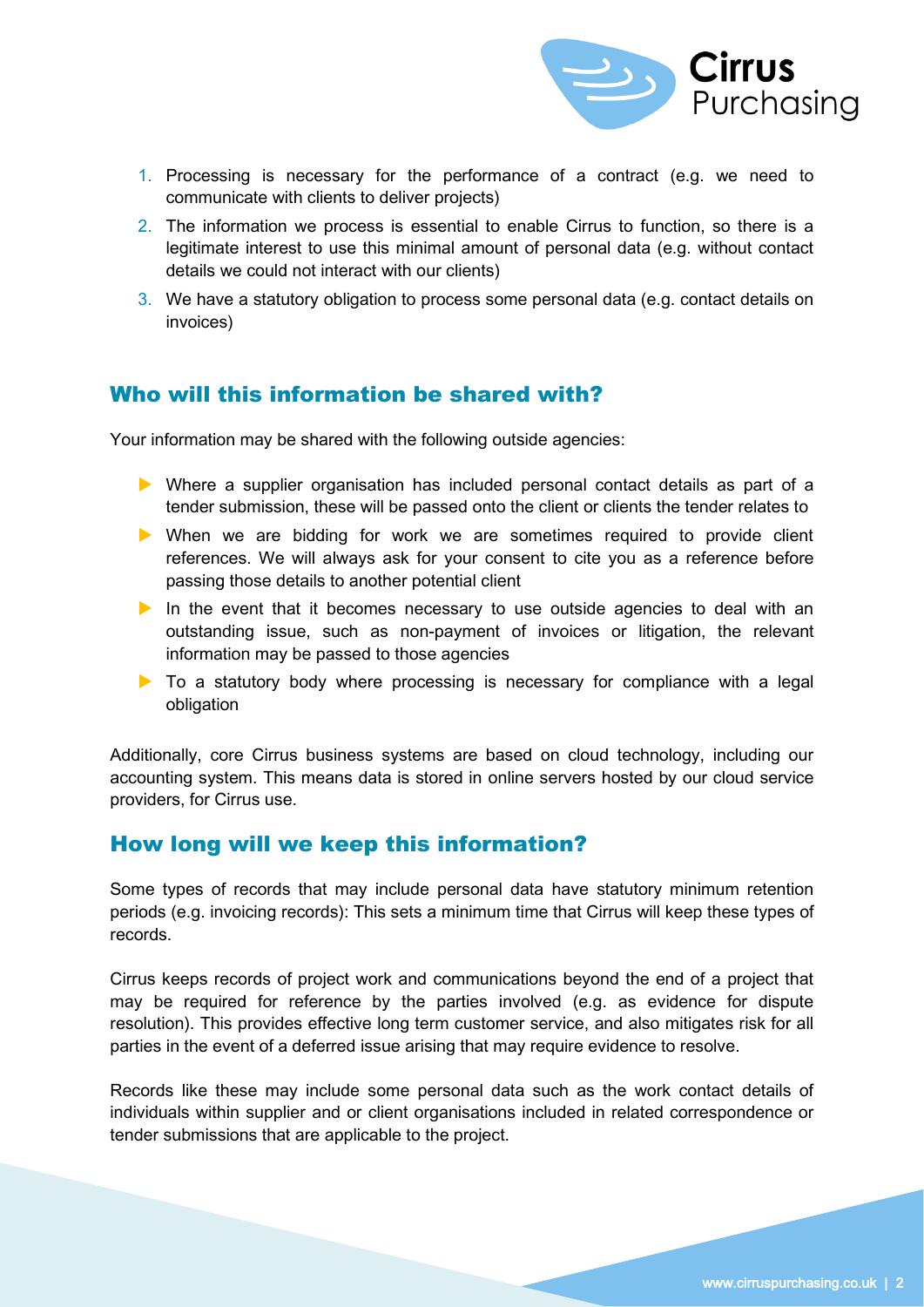1. Processing is necessary for the performance of a contract (e.g. we need to communicate with clients to deliver projects)
2. The information we process is essential to enable Cirrus to function, so there is a legitimate interest to use this minimal amount of personal data (e.g. without contact details we could not interact with our clients)
3. We have a statutory obligation to process some personal data (e.g. contact details on invoices)

## Who will this information be shared with?

Your information may be shared with the following outside agencies:

- Where a supplier organisation has included personal contact details as part of a tender submission, these will be passed onto the client or clients the tender relates to
- When we are bidding for work we are sometimes required to provide client references. We will always ask for your consent to cite you as a reference before passing those details to another potential client
- In the event that it becomes necessary to use outside agencies to deal with an outstanding issue, such as non-payment of invoices or litigation, the relevant information may be passed to those agencies
- To a statutory body where processing is necessary for compliance with a legal obligation

Additionally, core Cirrus business systems are based on cloud technology, including our accounting system. This means data is stored in online servers hosted by our cloud service providers, for Cirrus use.

## How long will we keep this information?

Some types of records that may include personal data have statutory minimum retention periods (e.g. invoicing records): This sets a minimum time that Cirrus will keep these types of records.

Cirrus keeps records of project work and communications beyond the end of a project that may be required for reference by the parties involved (e.g. as evidence for dispute resolution). This provides effective long term customer service, and also mitigates risk for all parties in the event of a deferred issue arising that may require evidence to resolve.

Records like these may include some personal data such as the work contact details of individuals within supplier and or client organisations included in related correspondence or tender submissions that are applicable to the project.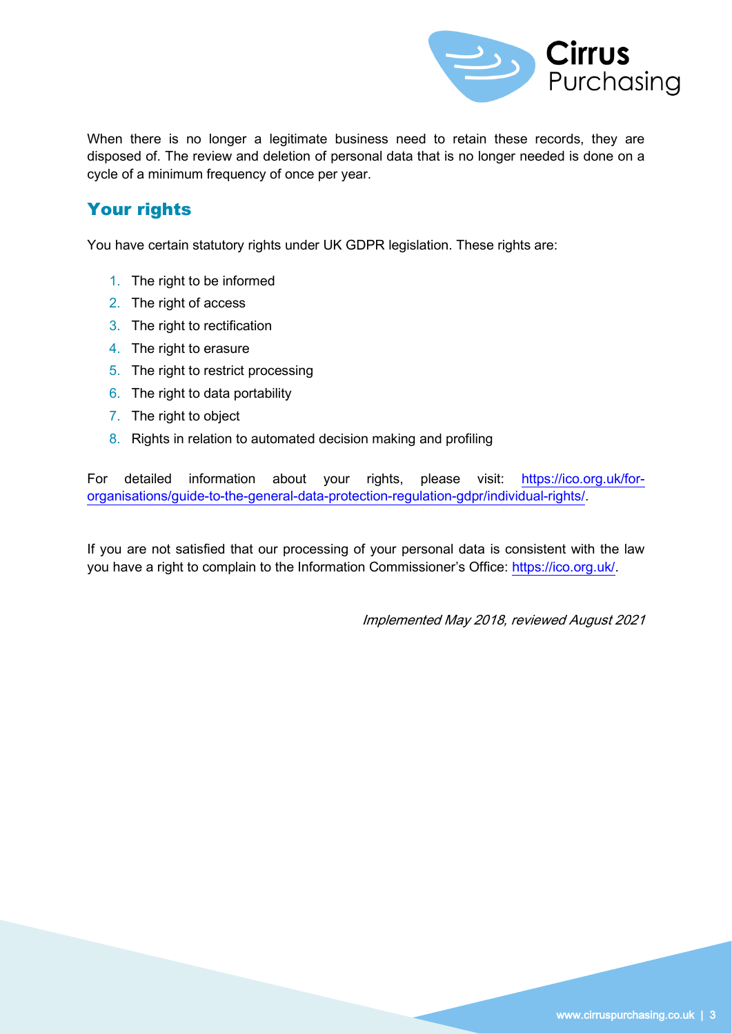When there is no longer a legitimate business need to retain these records, they are disposed of. The review and deletion of personal data that is no longer needed is done on a cycle of a minimum frequency of once per year.

## Your rights

You have certain statutory rights under UK GDPR legislation. These rights are:

1. The right to be informed
2. The right of access
3. The right to rectification
4. The right to erasure
5. The right to restrict processing
6. The right to data portability
7. The right to object
8. Rights in relation to automated decision making and profiling

For detailed information about your rights, please visit: [https://ico.org.uk/for-organisations/guide-to-the-general-data-protection-regulation-gdpr/individual-rights/](https://ico.org.uk/for-organisations/guide-to-the-general-data-protection-regulation-gdpr/individual-rights/).

If you are not satisfied that our processing of your personal data is consistent with the law you have a right to complain to the Information Commissioner's Office: [https://ico.org.uk/](https://ico.org.uk/).

*Implemented May 2018, reviewed August 2021*